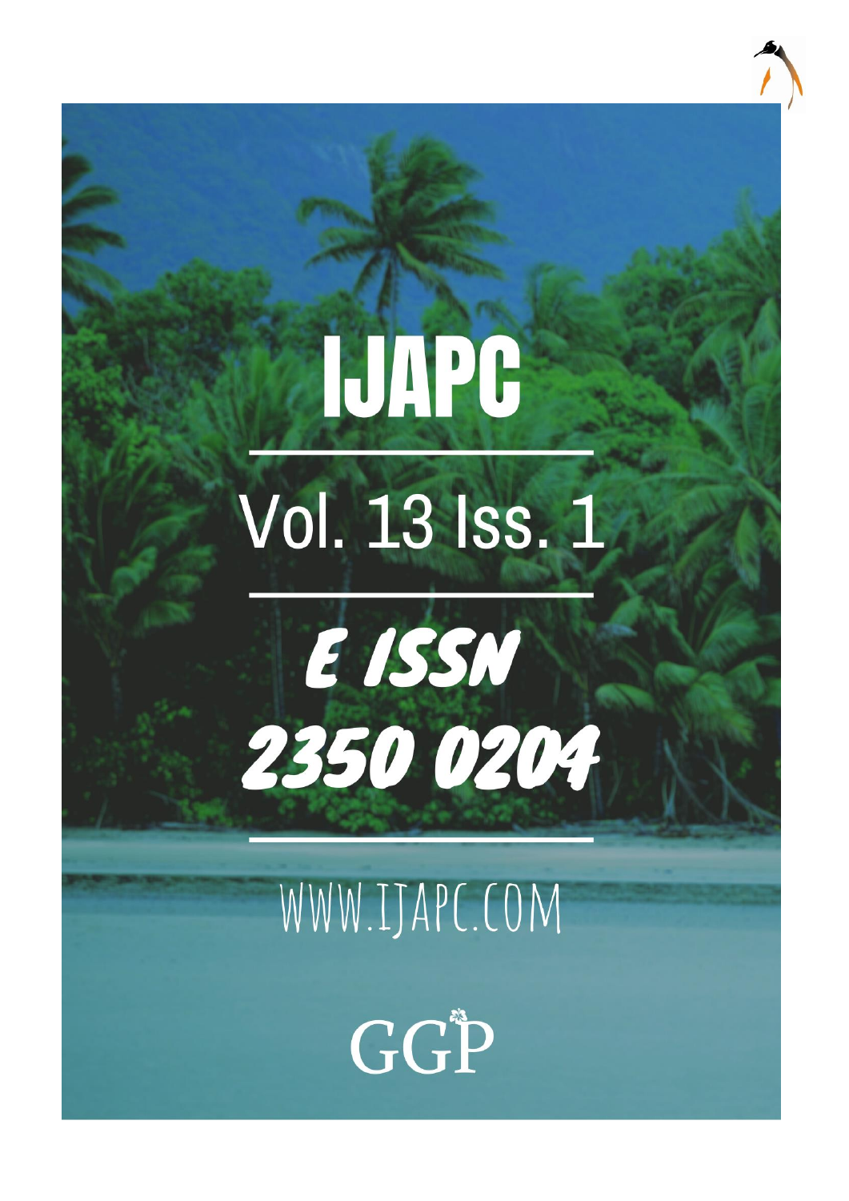# IJAPC

Vol. 13 Iss. 1

E ISSN 2350 0204

WWW.IJAPC.COM

GGP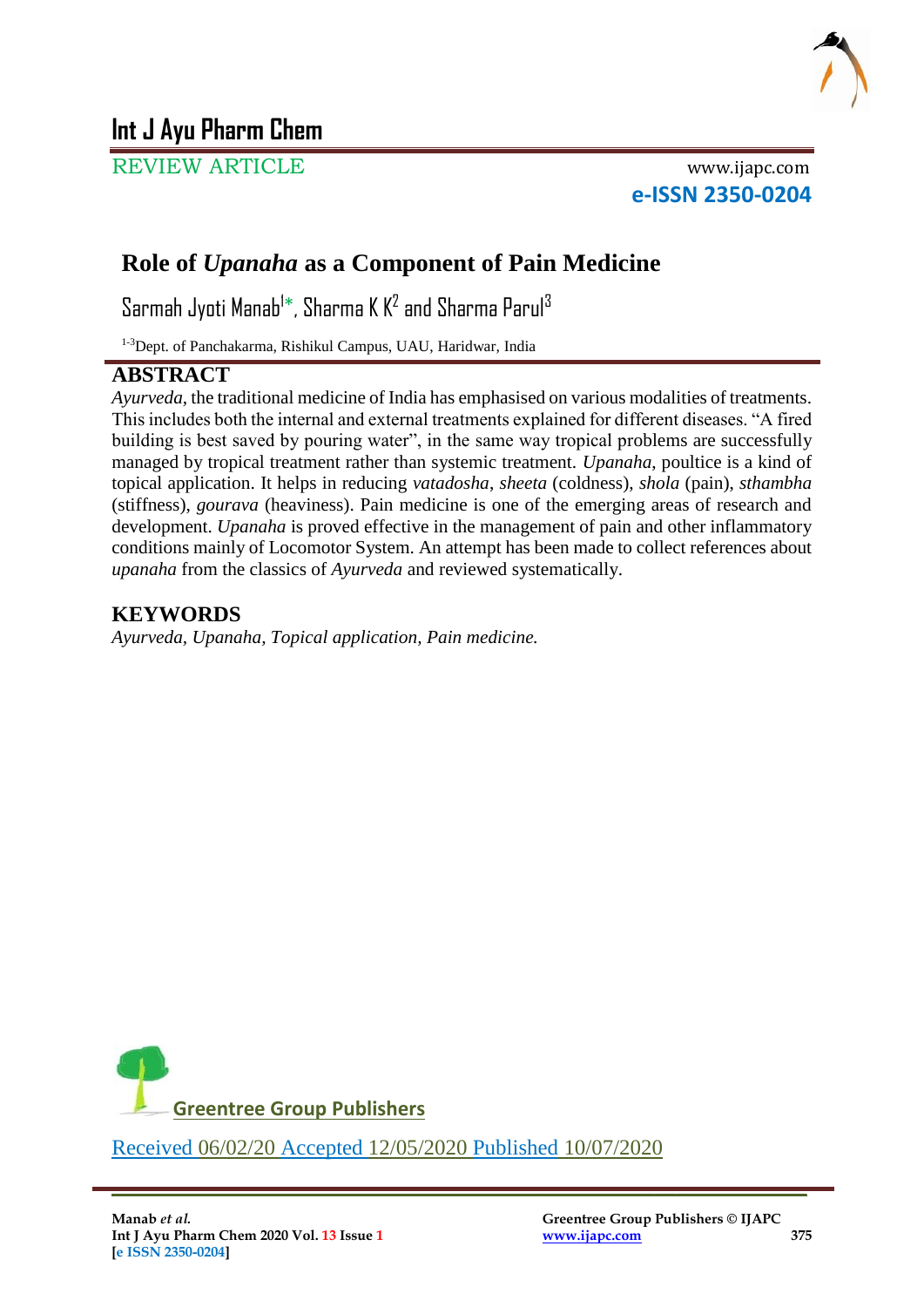# Role of *Upanaha* as a Component of Pain Medicine

Sarmah Jyoti Manab[1]*, Sharma K K[2] and Sharma Parul[3]

[1-3]Dept. of Panchakarma, Rishikul Campus, UAU, Haridwar, India

## ABSTRACT

*Ayurveda*, the traditional medicine of India has emphasised on various modalities of treatments. This includes both the internal and external treatments explained for different diseases. "A fired building is best saved by pouring water", in the same way tropical problems are successfully managed by tropical treatment rather than systemic treatment. *Upanaha*, poultice is a kind of topical application. It helps in reducing *vatadosha*, *sheeta* (coldness), *shola* (pain), *sthambha* (stiffness), *gourava* (heaviness). Pain medicine is one of the emerging areas of research and development. *Upanaha* is proved effective in the management of pain and other inflammatory conditions mainly of Locomotor System. An attempt has been made to collect references about *upanaha* from the classics of *Ayurveda* and reviewed systematically.

## KEYWORDS

*Ayurveda, Upanaha, Topical application, Pain medicine.*

Greentree Group Publishers

Received 06/02/20 Accepted 12/05/2020 Published 10/07/2020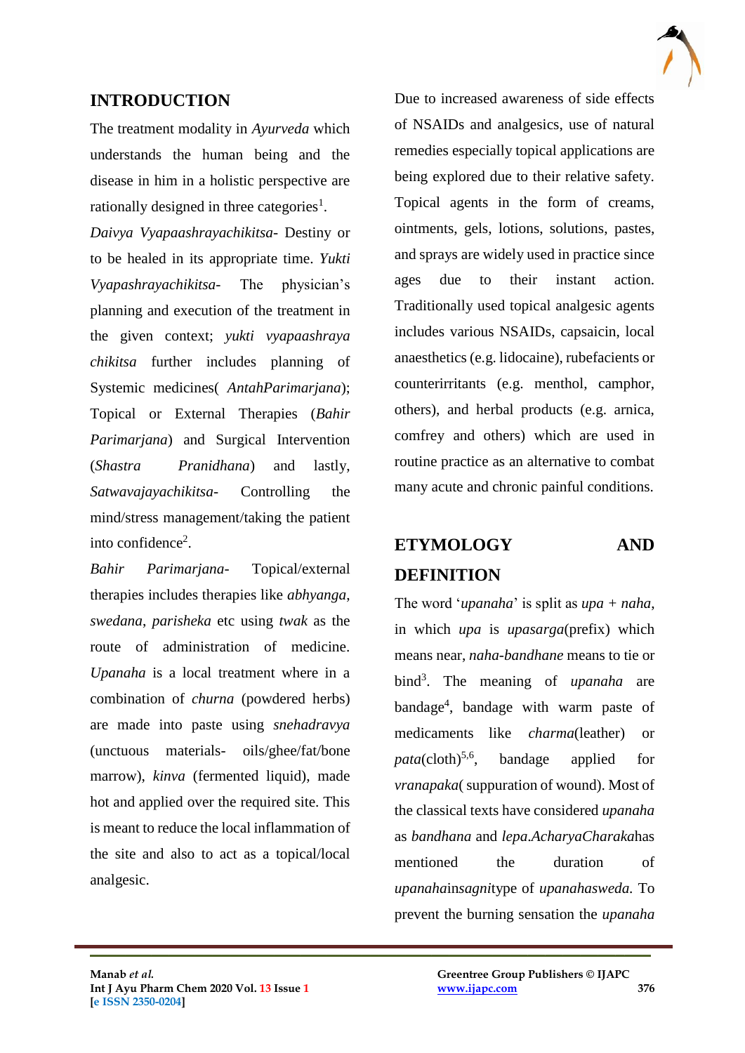## INTRODUCTION

The treatment modality in *Ayurveda* which understands the human being and the disease in him in a holistic perspective are rationally designed in three categories[1].

*Daivya Vyapaashrayachikitsa*- Destiny or to be healed in its appropriate time. *Yukti Vyapashrayachikitsa*- The physician's planning and execution of the treatment in the given context; *yukti vyapaashraya chikitsa* further includes planning of Systemic medicines( *AntahParimarjana*); Topical or External Therapies (*Bahir Parimarjana*) and Surgical Intervention (*Shastra Pranidhana*) and lastly, *Satwavajayachikitsa*- Controlling the mind/stress management/taking the patient into confidence[2].

*Bahir Parimarjana*- Topical/external therapies includes therapies like *abhyanga*, *swedana*, *parisheka* etc using *twak* as the route of administration of medicine. *Upanaha* is a local treatment where in a combination of *churna* (powdered herbs) are made into paste using *snehadravya* (unctuous materials- oils/ghee/fat/bone marrow), *kinva* (fermented liquid), made hot and applied over the required site. This is meant to reduce the local inflammation of the site and also to act as a topical/local analgesic.

Due to increased awareness of side effects of NSAIDs and analgesics, use of natural remedies especially topical applications are being explored due to their relative safety. Topical agents in the form of creams, ointments, gels, lotions, solutions, pastes, and sprays are widely used in practice since ages due to their instant action. Traditionally used topical analgesic agents includes various NSAIDs, capsaicin, local anaesthetics (e.g. lidocaine), rubefacients or counterirritants (e.g. menthol, camphor, others), and herbal products (e.g. arnica, comfrey and others) which are used in routine practice as an alternative to combat many acute and chronic painful conditions.

## ETYMOLOGY AND DEFINITION

The word '*upanaha*' is split as *upa* + *naha*, in which *upa* is *upasarga*(prefix) which means near, *naha-bandhane* means to tie or bind[3]. The meaning of *upanaha* are bandage[4], bandage with warm paste of medicaments like *charma*(leather) or *pata*(cloth)[5,6], bandage applied for *vranapaka*( suppuration of wound). Most of the classical texts have considered *upanaha* as *bandhana* and *lepa*.*AcharyaCharaka*has mentioned the duration of *upanahainsagni*type of *upanahasweda*. To prevent the burning sensation the *upanaha*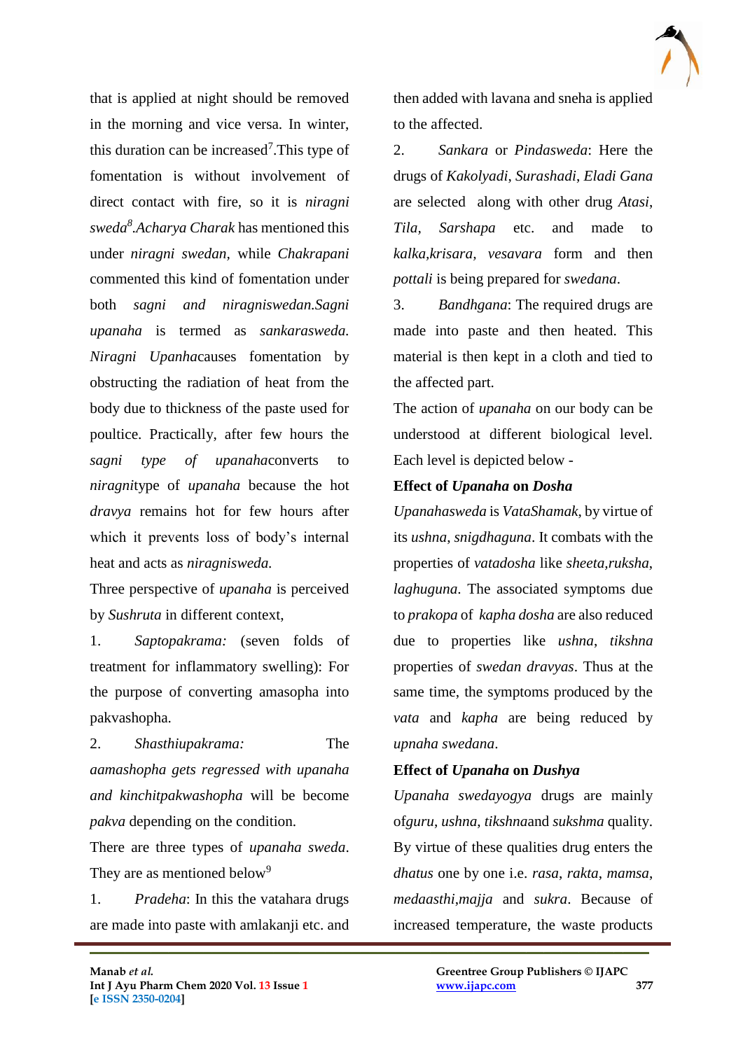that is applied at night should be removed in the morning and vice versa. In winter, this duration can be increased[7].This type of fomentation is without involvement of direct contact with fire, so it is *niragni sweda*[8].*Acharya Charak* has mentioned this under *niragni swedan*, while *Chakrapani* commented this kind of fomentation under both *sagni and niragniswedan.Sagni upanaha* is termed as *sankarasweda. Niragni Upanha*causes fomentation by obstructing the radiation of heat from the body due to thickness of the paste used for poultice. Practically, after few hours the *sagni type of upanaha*converts to *niragni*type of *upanaha* because the hot *dravya* remains hot for few hours after which it prevents loss of body's internal heat and acts as *niragnisweda.*

Three perspective of *upanaha* is perceived by *Sushruta* in different context,

1. *Saptopakrama:* (seven folds of treatment for inflammatory swelling): For the purpose of converting amasopha into pakvashopha.
2. *Shasthiupakrama:* The *aamashopha gets regressed with upanaha and kinchitpakwashopha* will be become *pakva* depending on the condition.

There are three types of *upanaha sweda*. They are as mentioned below[9]

1. *Pradeha*: In this the vatahara drugs are made into paste with amlakanji etc. and then added with lavana and sneha is applied to the affected.
2. *Sankara* or *Pindasweda*: Here the drugs of *Kakolyadi*, *Surashadi*, *Eladi Gana* are selected along with other drug *Atasi*, *Tila*, *Sarshapa* etc. and made to *kalka,krisara, vesavara* form and then *pottali* is being prepared for *swedana*.
3. *Bandhgana*: The required drugs are made into paste and then heated. This material is then kept in a cloth and tied to the affected part.

The action of *upanaha* on our body can be understood at different biological level. Each level is depicted below -

**Effect of *Upanaha* on *Dosha***

*Upanahasweda* is *VataShamak*, by virtue of its *ushna*, *snigdhaguna*. It combats with the properties of *vatadosha* like *sheeta,ruksha*, *laghuguna*. The associated symptoms due to *prakopa* of *kapha dosha* are also reduced due to properties like *ushna*, *tikshna* properties of *swedan dravyas*. Thus at the same time, the symptoms produced by the *vata* and *kapha* are being reduced by *upnaha swedana*.

**Effect of *Upanaha* on *Dushya***

*Upanaha swedayogya* drugs are mainly of*guru*, *ushna*, *tikshna*and *sukshma* quality. By virtue of these qualities drug enters the *dhatus* one by one i.e. *rasa*, *rakta*, *mamsa*, *medaasthi*,*majja* and *sukra*. Because of increased temperature, the waste products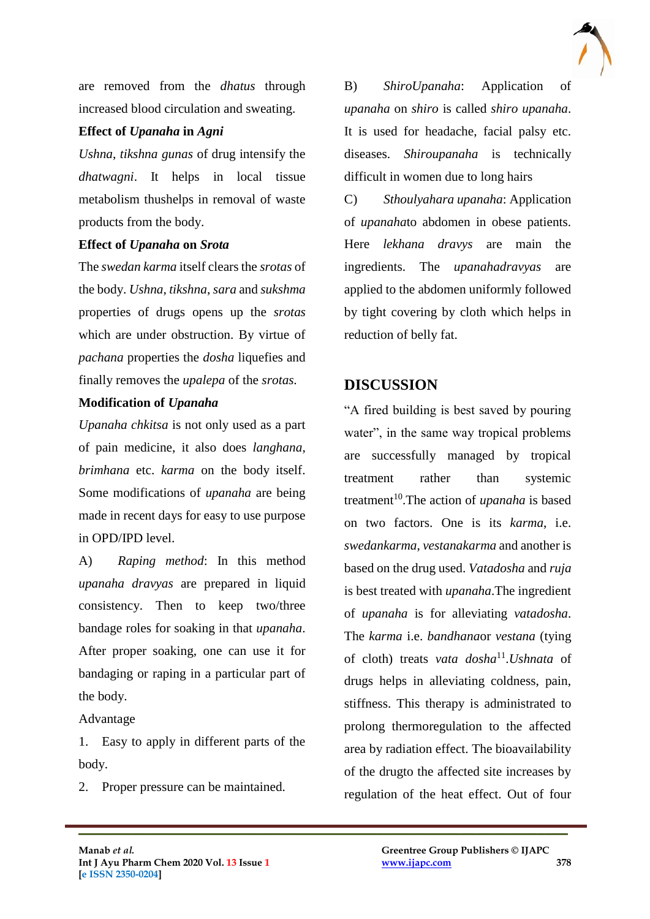are removed from the *dhatus* through increased blood circulation and sweating.

**Effect of *Upanaha* in *Agni***

*Ushna*, *tikshna gunas* of drug intensify the *dhatwagni*. It helps in local tissue metabolism thushelps in removal of waste products from the body.

**Effect of *Upanaha* on *Srota***

The *swedan karma* itself clears the *srotas* of the body. *Ushna*, *tikshna*, *sara* and *sukshma* properties of drugs opens up the *srotas* which are under obstruction. By virtue of *pachana* properties the *dosha* liquefies and finally removes the *upalepa* of the *srotas.*

**Modification of *Upanaha***

*Upanaha chkitsa* is not only used as a part of pain medicine, it also does *langhana*, *brimhana* etc. *karma* on the body itself. Some modifications of *upanaha* are being made in recent days for easy to use purpose in OPD/IPD level.

A) *Raping method*: In this method *upanaha dravyas* are prepared in liquid consistency. Then to keep two/three bandage roles for soaking in that *upanaha*. After proper soaking, one can use it for bandaging or raping in a particular part of the body.

Advantage

1. Easy to apply in different parts of the body.
2. Proper pressure can be maintained.

B) *ShiroUpanaha*: Application of *upanaha* on *shiro* is called *shiro upanaha*. It is used for headache, facial palsy etc. diseases. *Shiroupanaha* is technically difficult in women due to long hairs

C) *Sthoulyahara upanaha*: Application of *upanaha*to abdomen in obese patients. Here *lekhana dravys* are main the ingredients. The *upanahadravyas* are applied to the abdomen uniformly followed by tight covering by cloth which helps in reduction of belly fat.

## DISCUSSION

"A fired building is best saved by pouring water", in the same way tropical problems are successfully managed by tropical treatment rather than systemic treatment[10].The action of *upanaha* is based on two factors. One is its *karma*, i.e. *swedankarma*, *vestanakarma* and another is based on the drug used. *Vatadosha* and *ruja* is best treated with *upanaha*.The ingredient of *upanaha* is for alleviating *vatadosha*. The *karma* i.e. *bandhana*or *vestana* (tying of cloth) treats *vata dosha*[11].*Ushnata* of drugs helps in alleviating coldness, pain, stiffness. This therapy is administrated to prolong thermoregulation to the affected area by radiation effect. The bioavailability of the drugto the affected site increases by regulation of the heat effect. Out of four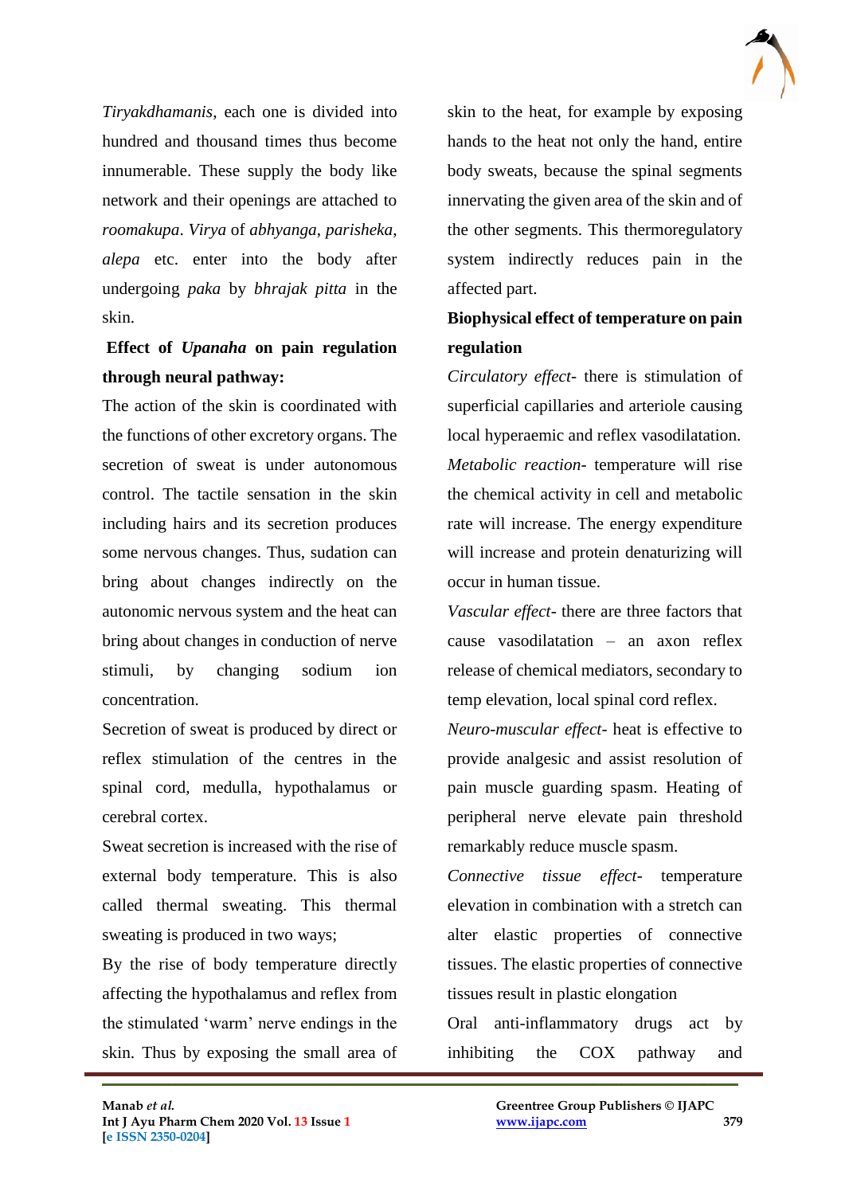*Tiryakdhamanis*, each one is divided into hundred and thousand times thus become innumerable. These supply the body like network and their openings are attached to *roomakupa*. *Virya* of *abhyanga*, *parisheka*, *alepa* etc. enter into the body after undergoing *paka* by *bhrajak pitta* in the skin.

**Effect of *Upanaha* on pain regulation through neural pathway:**

The action of the skin is coordinated with the functions of other excretory organs. The secretion of sweat is under autonomous control. The tactile sensation in the skin including hairs and its secretion produces some nervous changes. Thus, sudation can bring about changes indirectly on the autonomic nervous system and the heat can bring about changes in conduction of nerve stimuli, by changing sodium ion concentration.

Secretion of sweat is produced by direct or reflex stimulation of the centres in the spinal cord, medulla, hypothalamus or cerebral cortex.

Sweat secretion is increased with the rise of external body temperature. This is also called thermal sweating. This thermal sweating is produced in two ways;

By the rise of body temperature directly affecting the hypothalamus and reflex from the stimulated 'warm' nerve endings in the skin. Thus by exposing the small area of skin to the heat, for example by exposing hands to the heat not only the hand, entire body sweats, because the spinal segments innervating the given area of the skin and of the other segments. This thermoregulatory system indirectly reduces pain in the affected part.

**Biophysical effect of temperature on pain regulation**

*Circulatory effect*- there is stimulation of superficial capillaries and arteriole causing local hyperaemic and reflex vasodilatation.

*Metabolic reaction*- temperature will rise the chemical activity in cell and metabolic rate will increase. The energy expenditure will increase and protein denaturizing will occur in human tissue.

*Vascular effect*- there are three factors that cause vasodilatation – an axon reflex release of chemical mediators, secondary to temp elevation, local spinal cord reflex.

*Neuro-muscular effect*- heat is effective to provide analgesic and assist resolution of pain muscle guarding spasm. Heating of peripheral nerve elevate pain threshold remarkably reduce muscle spasm.

*Connective tissue effect*- temperature elevation in combination with a stretch can alter elastic properties of connective tissues. The elastic properties of connective tissues result in plastic elongation

Oral anti-inflammatory drugs act by inhibiting the COX pathway and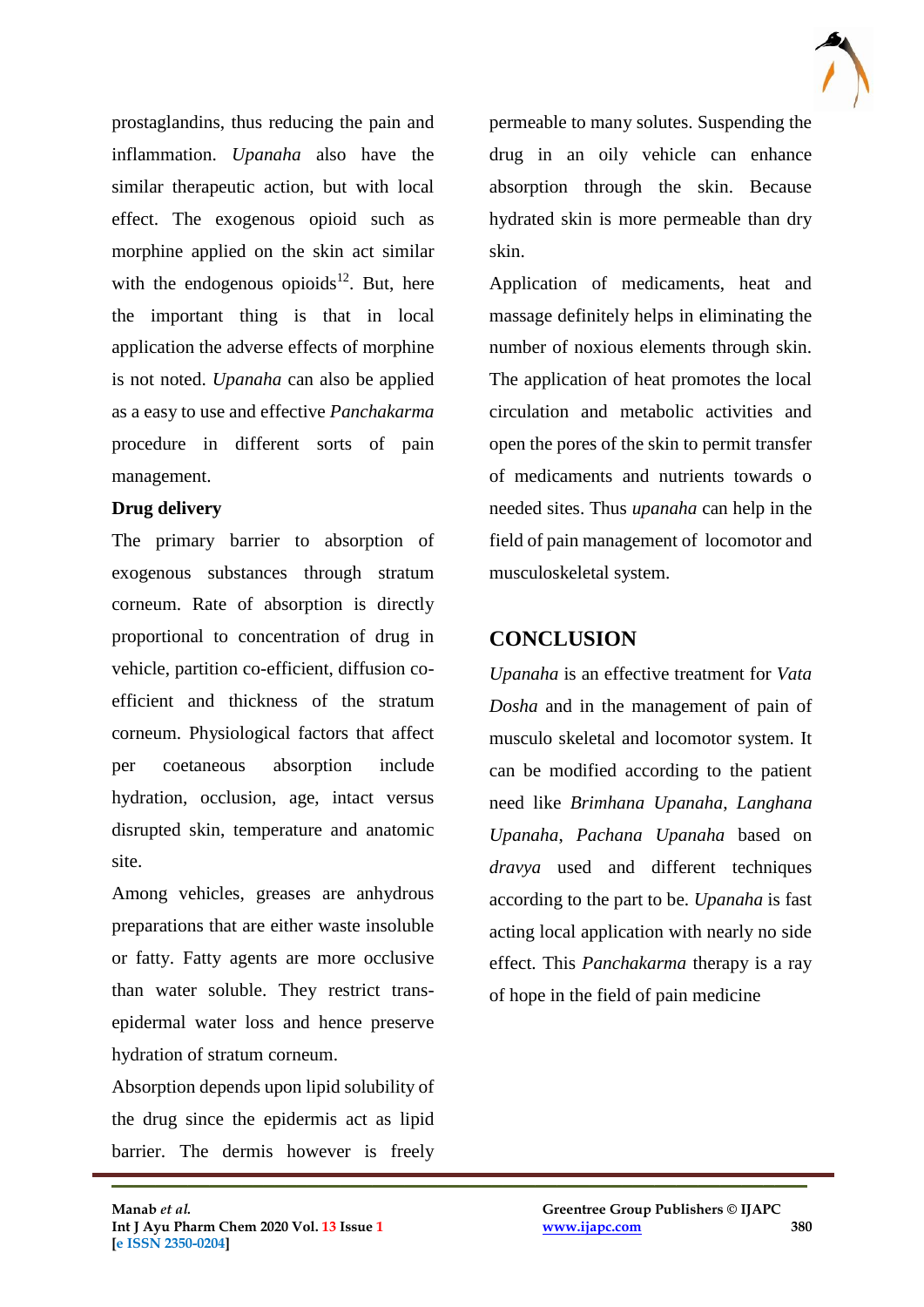prostaglandins, thus reducing the pain and inflammation. *Upanaha* also have the similar therapeutic action, but with local effect. The exogenous opioid such as morphine applied on the skin act similar with the endogenous opioids[12]. But, here the important thing is that in local application the adverse effects of morphine is not noted. *Upanaha* can also be applied as a easy to use and effective *Panchakarma* procedure in different sorts of pain management.

**Drug delivery**

The primary barrier to absorption of exogenous substances through stratum corneum. Rate of absorption is directly proportional to concentration of drug in vehicle, partition co-efficient, diffusion co-efficient and thickness of the stratum corneum. Physiological factors that affect per coetaneous absorption include hydration, occlusion, age, intact versus disrupted skin, temperature and anatomic site.

Among vehicles, greases are anhydrous preparations that are either waste insoluble or fatty. Fatty agents are more occlusive than water soluble. They restrict trans-epidermal water loss and hence preserve hydration of stratum corneum.

Absorption depends upon lipid solubility of the drug since the epidermis act as lipid barrier. The dermis however is freely permeable to many solutes. Suspending the drug in an oily vehicle can enhance absorption through the skin. Because hydrated skin is more permeable than dry skin.

Application of medicaments, heat and massage definitely helps in eliminating the number of noxious elements through skin. The application of heat promotes the local circulation and metabolic activities and open the pores of the skin to permit transfer of medicaments and nutrients towards o needed sites. Thus *upanaha* can help in the field of pain management of locomotor and musculoskeletal system.

## CONCLUSION

*Upanaha* is an effective treatment for *Vata Dosha* and in the management of pain of musculo skeletal and locomotor system. It can be modified according to the patient need like *Brimhana Upanaha*, *Langhana Upanaha*, *Pachana Upanaha* based on *dravya* used and different techniques according to the part to be. *Upanaha* is fast acting local application with nearly no side effect. This *Panchakarma* therapy is a ray of hope in the field of pain medicine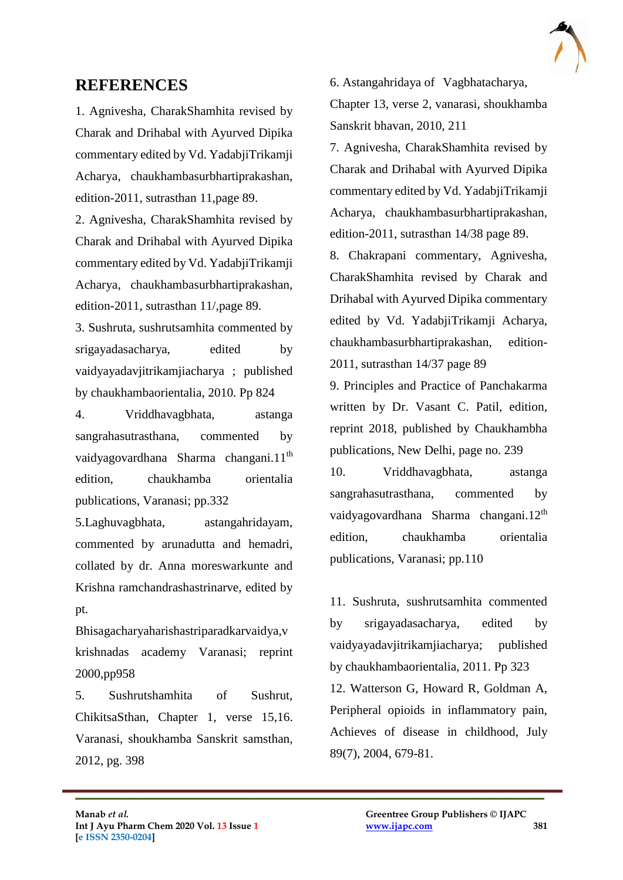## REFERENCES

1. Agnivesha, CharakShamhita revised by Charak and Drihabal with Ayurved Dipika commentary edited by Vd. YadabjiTrikamji Acharya, chaukhambasurbhartiprakashan, edition-2011, sutrasthan 11,page 89.
2. Agnivesha, CharakShamhita revised by Charak and Drihabal with Ayurved Dipika commentary edited by Vd. YadabjiTrikamji Acharya, chaukhambasurbhartiprakashan, edition-2011, sutrasthan 11/,page 89.
3. Sushruta, sushrutsamhita commented by srigayadasacharya, edited by vaidyayadavjitrikamjiacharya ; published by chaukhambaorientalia, 2010. Pp 824
4. Vriddhavagbhata, astanga sangrahasutrasthana, commented by vaidyagovardhana Sharma changani.11th edition, chaukhamba orientalia publications, Varanasi; pp.332

5.Laghuvagbhata, astangahridayam, commented by arunadutta and hemadri, collated by dr. Anna moreswarkunte and Krishna ramchandrashastrinarve, edited by pt. Bhisagacharyaharishastriparadkarvaidya,v krishnadas academy Varanasi; reprint 2000,pp958

5. Sushrutshamhita of Sushrut, ChikitsaSthan, Chapter 1, verse 15,16. Varanasi, shoukhamba Sanskrit samsthan, 2012, pg. 398
6. Astangahridaya of Vagbhatacharya, Chapter 13, verse 2, vanarasi, shoukhamba Sanskrit bhavan, 2010, 211
7. Agnivesha, CharakShamhita revised by Charak and Drihabal with Ayurved Dipika commentary edited by Vd. YadabjiTrikamji Acharya, chaukhambasurbhartiprakashan, edition-2011, sutrasthan 14/38 page 89.
8. Chakrapani commentary, Agnivesha, CharakShamhita revised by Charak and Drihabal with Ayurved Dipika commentary edited by Vd. YadabjiTrikamji Acharya, chaukhambasurbhartiprakashan, edition-2011, sutrasthan 14/37 page 89
9. Principles and Practice of Panchakarma written by Dr. Vasant C. Patil, edition, reprint 2018, published by Chaukhambha publications, New Delhi, page no. 239
10. Vriddhavagbhata, astanga sangrahasutrasthana, commented by vaidyagovardhana Sharma changani.12th edition, chaukhamba orientalia publications, Varanasi; pp.110
11. Sushruta, sushrutsamhita commented by srigayadasacharya, edited by vaidyayadavjitrikamjiacharya; published by chaukhambaorientalia, 2011. Pp 323
12. Watterson G, Howard R, Goldman A, Peripheral opioids in inflammatory pain, Achieves of disease in childhood, July 89(7), 2004, 679-81.